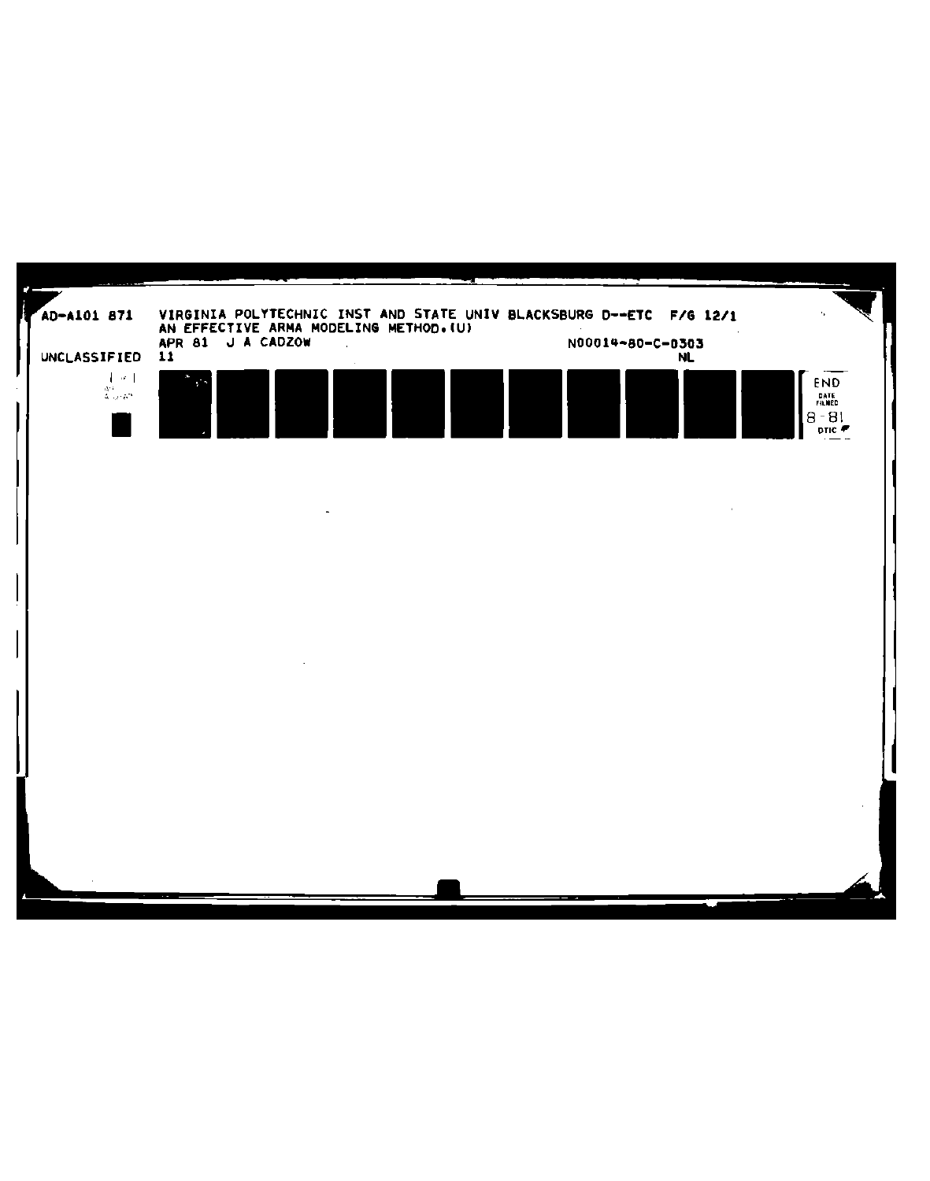AD-A101 871 VIRGINIA POLYTECHNIC INST AND STATE UNIV BLACKSBURG D--ETC F/G 12/1
AN EFFECTIVE ARMA MODELING METHOD.(U)
APR 81 J A CADZOW N00014-80-C-0303
UNCLASSIFIED 11 NL

END
DATE FILMED
8-81
DTIC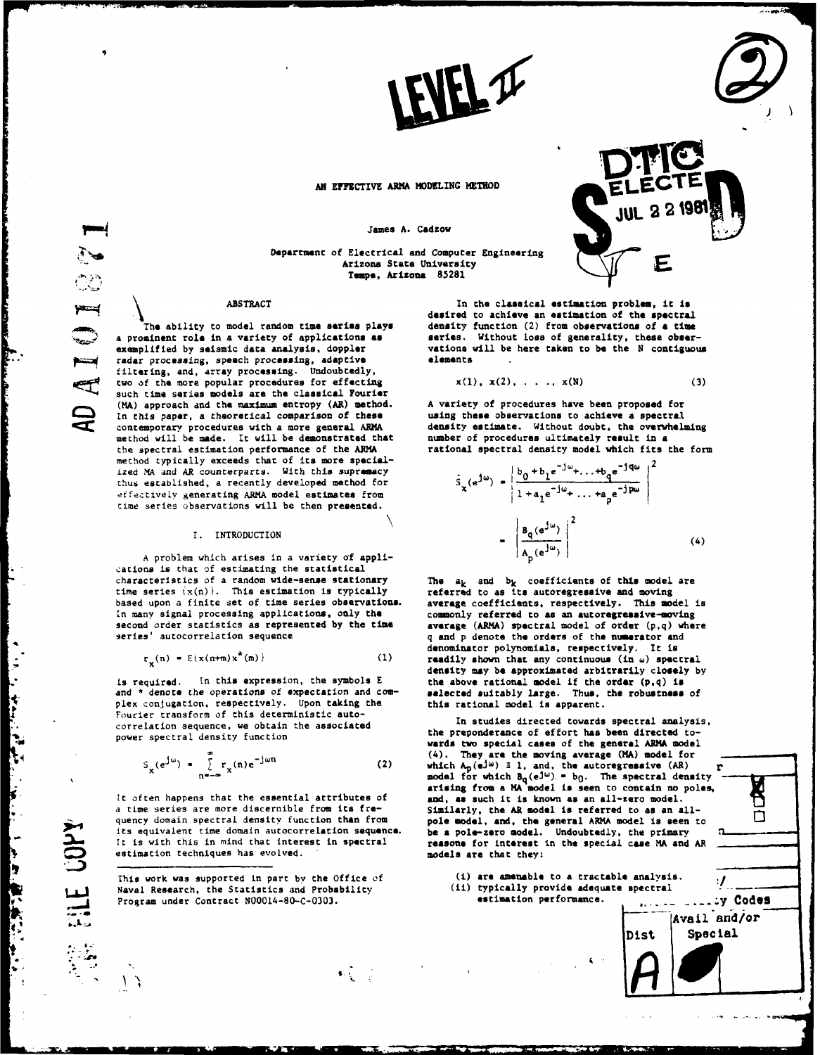# AN EFFECTIVE ARMA MODELING METHOD

James A. Cadzow

Department of Electrical and Computer Engineering
Arizona State University
Tempe, Arizona 85281

## ABSTRACT

The ability to model random time series plays a prominent role in a variety of applications as exemplified by seismic data analysis, doppler radar processing, speech processing, adaptive filtering, and, array processing. Undoubtedly, two of the more popular procedures for effecting such time series models are the classical Fourier (MA) approach and the maximum entropy (AR) method. In this paper, a theoretical comparison of these contemporary procedures with a more general ARMA method will be made. It will be demonstrated that the spectral estimation performance of the ARMA method typically exceeds that of its more specialized MA and AR counterparts. With this supremacy thus established, a recently developed method for effectively generating ARMA model estimates from time series observations will be then presented.

## I. INTRODUCTION

A problem which arises in a variety of applications is that of estimating the statistical characteristics of a random wide-sense stationary time series $\{x(n)\}$. This estimation is typically based upon a finite set of time series observations. In many signal processing applications, only the second order statistics as represented by the time series' autocorrelation sequence

$$r_x(n) = E\{x(n+m)x^*(m)\} \tag{1}$$

is required. In this expression, the symbols E and * denote the operations of expectation and complex conjugation, respectively. Upon taking the Fourier transform of this deterministic autocorrelation sequence, we obtain the associated power spectral density function

$$S_x(e^{j\omega}) = \sum_{n=-\infty}^{\infty} r_x(n)e^{-j\omega n} \tag{2}$$

It often happens that the essential attributes of a time series are more discernible from its frequency domain spectral density function than from its equivalent time domain autocorrelation sequence. It is with this in mind that interest in spectral estimation techniques has evolved.

In the classical estimation problem, it is desired to achieve an estimation of the spectral density function (2) from observations of a time series. Without loss of generality, these observations will be here taken to be the N contiguous elements

$$x(1), x(2), \ldots, x(N) \tag{3}$$

A variety of procedures have been proposed for using these observations to achieve a spectral density estimate. Without doubt, the overwhelming number of procedures ultimately result in a rational spectral density model which fits the form

$$\hat{S}_x(e^{j\omega}) = \left| \frac{b_0 + b_1 e^{-j\omega} + \ldots + b_q e^{-jq\omega}}{1 + a_1 e^{-j\omega} + \ldots + a_p e^{-jp\omega}} \right|^2 = \left| \frac{B_q(e^{j\omega})}{A_p(e^{j\omega})} \right|^2 \tag{4}$$

The $a_k$ and $b_k$ coefficients of this model are referred to as its autoregressive and moving average coefficients, respectively. This model is commonly referred to as an autoregressive-moving average (ARMA) spectral model of order (p,q) where q and p denote the orders of the numerator and denominator polynomials, respectively. It is readily shown that any continuous (in $\omega$) spectral density may be approximated arbitrarily closely by the above rational model if the order (p,q) is selected suitably large. Thus, the robustness of this rational model is apparent.

In studies directed towards spectral analysis, the preponderance of effort has been directed towards two special cases of the general ARMA model (4). They are the moving average (MA) model for which $A_p(e^{j\omega}) \equiv 1$, and, the autoregressive (AR) model for which $B_q(e^{j\omega}) = b_0$. The spectral density arising from a MA model is seen to contain no poles, and, as such it is known as an all-zero model. Similarly, the AR model is referred to as an all-pole model, and, the general ARMA model is seen to be a pole-zero model. Undoubtedly, the primary reasons for interest in the special case MA and AR models are that they:

(i) are amenable to a tractable analysis.
(ii) typically provide adequate spectral estimation performance.

This work was supported in part by the Office of Naval Research, the Statistics and Probability Program under Contract N00014-80-C-0303.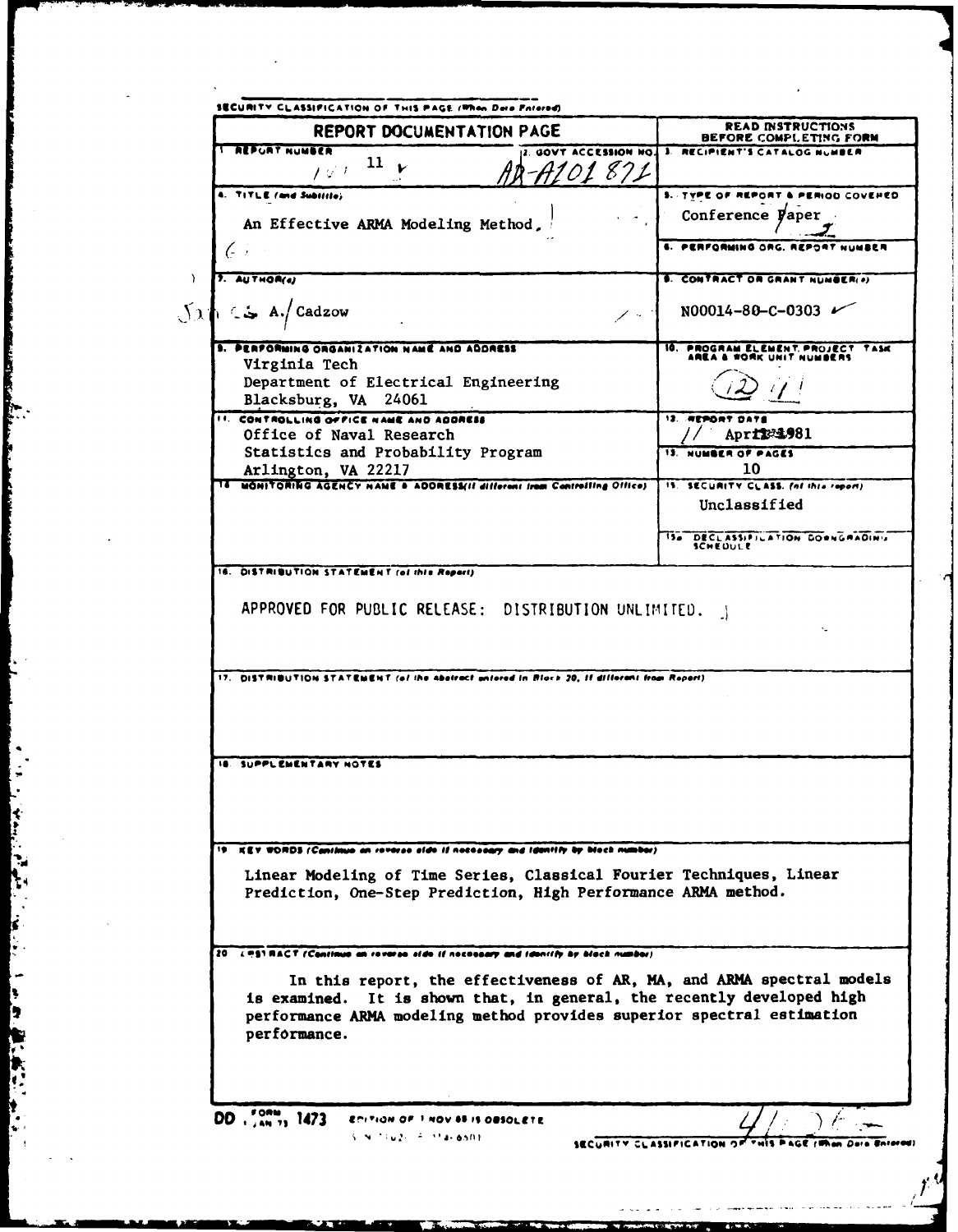SECURITY CLASSIFICATION OF THIS PAGE (When Data Entered)

# REPORT DOCUMENTATION PAGE

READ INSTRUCTIONS BEFORE COMPLETING FORM

| Field | Content |
|---|---|
| 1. REPORT NUMBER | 11 |
| 2. GOVT ACCESSION NO. | AD-A101 871 |
| 3. RECIPIENT'S CATALOG NUMBER | |
| 4. TITLE (and Subtitle) | An Effective ARMA Modeling Method |
| 5. TYPE OF REPORT & PERIOD COVERED | Conference Paper |
| 6. PERFORMING ORG. REPORT NUMBER | |
| 7. AUTHOR(s) | J. A. Cadzow |
| 8. CONTRACT OR GRANT NUMBER(s) | N00014-80-C-0303 |
| 9. PERFORMING ORGANIZATION NAME AND ADDRESS | Virginia Tech<br>Department of Electrical Engineering<br>Blacksburg, VA 24061 |
| 10. PROGRAM ELEMENT, PROJECT, TASK AREA & WORK UNIT NUMBERS | |
| 11. CONTROLLING OFFICE NAME AND ADDRESS | Office of Naval Research<br>Statistics and Probability Program<br>Arlington, VA 22217 |
| 12. REPORT DATE | April 1981 |
| 13. NUMBER OF PAGES | 10 |
| 14. MONITORING AGENCY NAME & ADDRESS (if different from Controlling Office) | |
| 15. SECURITY CLASS. (of this report) | Unclassified |
| 15a. DECLASSIFICATION DOWNGRADING SCHEDULE | |

**16. DISTRIBUTION STATEMENT (of this Report)**

APPROVED FOR PUBLIC RELEASE: DISTRIBUTION UNLIMITED.

**17. DISTRIBUTION STATEMENT (of the abstract entered in Block 20, if different from Report)**

**18. SUPPLEMENTARY NOTES**

**19. KEY WORDS (Continue on reverse side if necessary and identify by block number)**

Linear Modeling of Time Series, Classical Fourier Techniques, Linear Prediction, One-Step Prediction, High Performance ARMA method.

**20. ABSTRACT (Continue on reverse side if necessary and identify by block number)**

In this report, the effectiveness of AR, MA, and ARMA spectral models is examined. It is shown that, in general, the recently developed high performance ARMA modeling method provides superior spectral estimation performance.

DD FORM 1 JAN 73 1473 EDITION OF 1 NOV 65 IS OBSOLETE

SECURITY CLASSIFICATION OF THIS PAGE (When Data Entered)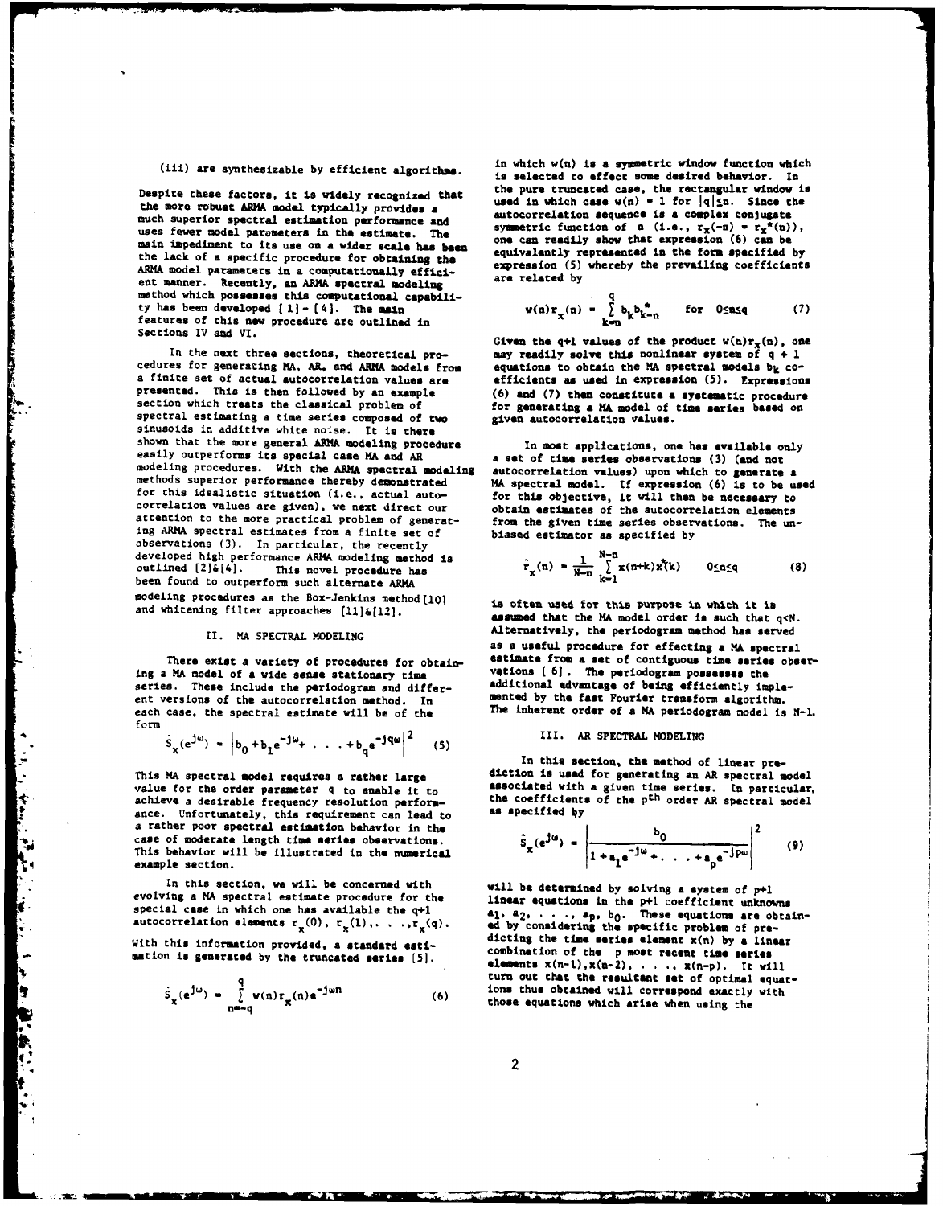(iii) are synthesizable by efficient algorithms.

Despite these factors, it is widely recognized that the more robust ARMA model typically provides a much superior spectral estimation performance and uses fewer model parameters in the estimate. The main impediment to its use on a wider scale has been the lack of a specific procedure for obtaining the ARMA model parameters in a computationally efficient manner. Recently, an ARMA spectral modeling method which possesses this computational capability has been developed [1]-[4]. The main features of this new procedure are outlined in Sections IV and VI.

In the next three sections, theoretical procedures for generating MA, AR, and ARMA models from a finite set of actual autocorrelation values are presented. This is then followed by an example section which treats the classical problem of spectral estimating a time series composed of two sinusoids in additive white noise. It is there shown that the more general ARMA modeling procedure easily outperforms its special case MA and AR modeling procedures. With the ARMA spectral modeling methods superior performance thereby demonstrated for this idealistic situation (i.e., actual autocorrelation values are given), we next direct our attention to the more practical problem of generating ARMA spectral estimates from a finite set of observations (3). In particular, the recently developed high performance ARMA modeling method is outlined [2]&[4]. This novel procedure has been found to outperform such alternate ARMA modeling procedures as the Box-Jenkins method [10] and whitening filter approaches [11]&[12].

## II. MA SPECTRAL MODELING

There exist a variety of procedures for obtaining a MA model of a wide sense stationary time series. These include the periodogram and different versions of the autocorrelation method. In each case, the spectral estimate will be of the form

$$\hat{S}_x(e^{j\omega}) = \left|b_0 + b_1 e^{-j\omega} + \ldots + b_q e^{-jq\omega}\right|^2 \quad (5)$$

This MA spectral model requires a rather large value for the order parameter $q$ to enable it to achieve a desirable frequency resolution performance. Unfortunately, this requirement can lead to a rather poor spectral estimation behavior in the case of moderate length time series observations. This behavior will be illustrated in the numerical example section.

In this section, we will be concerned with evolving a MA spectral estimate procedure for the special case in which one has available the $q+1$ autocorrelation elements $r_x(0), r_x(1), \ldots, r_x(q)$. With this information provided, a standard estimation is generated by the truncated series [5].

$$\hat{S}_x(e^{j\omega}) = \sum_{n=-q}^{q} w(n) r_x(n) e^{-j\omega n} \quad (6)$$

in which $w(n)$ is a symmetric window function which is selected to effect some desired behavior. In the pure truncated case, the rectangular window is used in which case $w(n) = 1$ for $|q| \le n$. Since the autocorrelation sequence is a complex conjugate symmetric function of $n$ (i.e., $r_x(-n) = r_x^*(n)$), one can readily show that expression (6) can be equivalently represented in the form specified by expression (5) whereby the prevailing coefficients are related by

$$w(n) r_x(n) = \sum_{k=n}^{q} b_k b_{k-n}^* \quad \text{for } 0 \le n \le q \quad (7)$$

Given the $q+1$ values of the product $w(n)r_x(n)$, one may readily solve this nonlinear system of $q+1$ equations to obtain the MA spectral models $b_k$ coefficients as used in expression (5). Expressions (6) and (7) then constitute a systematic procedure for generating a MA model of time series based on given autocorrelation values.

In most applications, one has available only a set of time series observations (3) (and not autocorrelation values) upon which to generate a MA spectral model. If expression (6) is to be used for this objective, it will then be necessary to obtain estimates of the autocorrelation elements from the given time series observations. The unbiased estimator as specified by

$$\hat{r}_x(n) = \frac{1}{N-n} \sum_{k=1}^{N-n} x(n+k) x^*(k) \quad 0 \le n \le q \quad (8)$$

is often used for this purpose in which it is assumed that the MA model order is such that $q<N$. Alternatively, the periodogram method has served as a useful procedure for effecting a MA spectral estimate from a set of contiguous time series observations [6]. The periodogram possesses the additional advantage of being efficiently implemented by the fast Fourier transform algorithm. The inherent order of a MA periodogram model is N-1.

## III. AR SPECTRAL MODELING

In this section, the method of linear prediction is used for generating an AR spectral model associated with a given time series. In particular, the coefficients of the $p^{th}$ order AR spectral model as specified by

$$\hat{S}_x(e^{j\omega}) = \left|\frac{b_0}{1 + a_1 e^{-j\omega} + \ldots + a_p e^{-jp\omega}}\right|^2 \quad (9)$$

will be determined by solving a system of $p+1$ linear equations in the $p+1$ coefficient unknowns $a_1, a_2, \ldots, a_p, b_0$. These equations are obtained by considering the specific problem of predicting the time series element $x(n)$ by a linear combination of the $p$ most recent time series elements $x(n-1), x(n-2), \ldots, x(n-p)$. It will turn out that the resultant set of optimal equations thus obtained will correspond exactly with those equations which arise when using the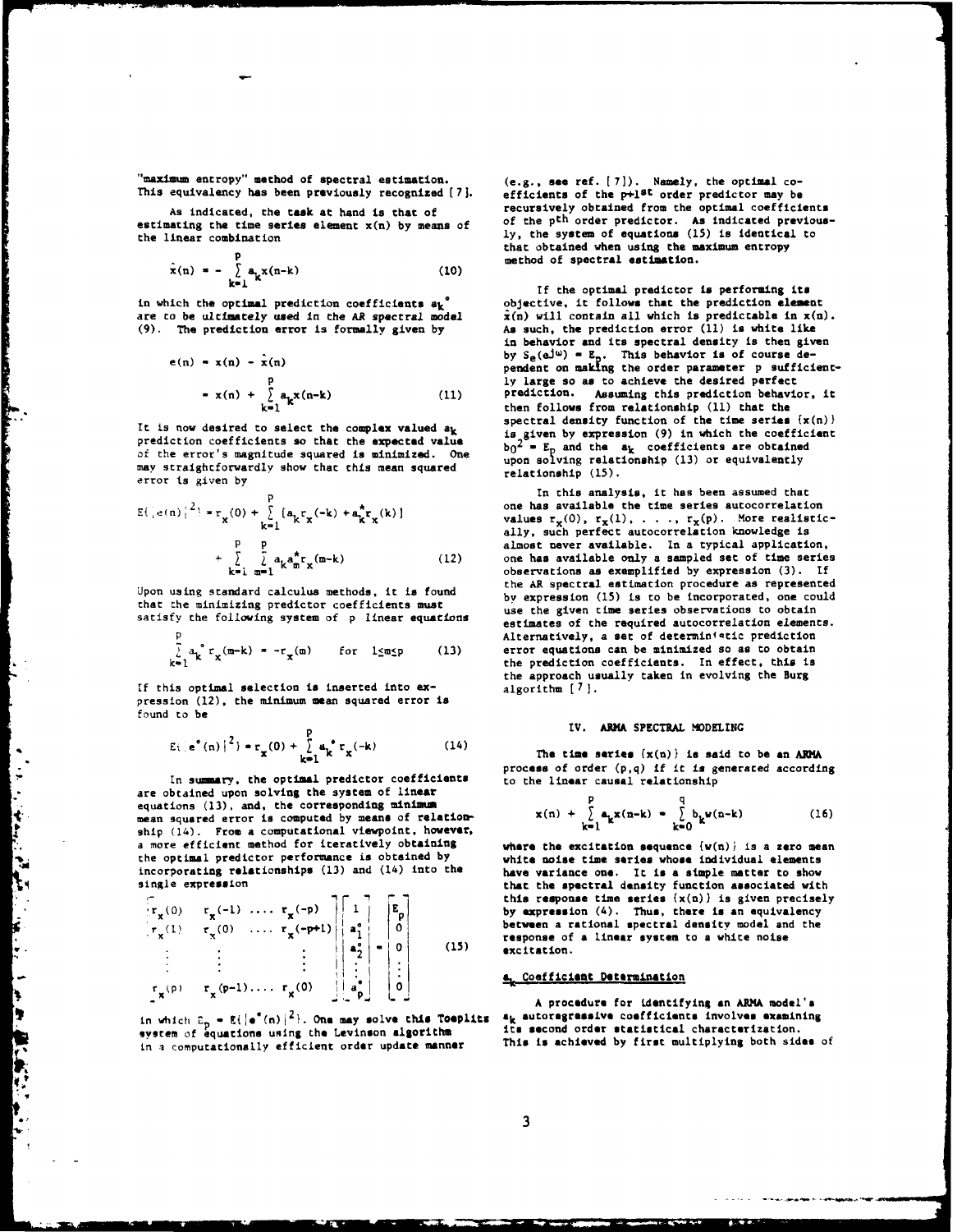"maximum entropy" method of spectral estimation. This equivalency has been previously recognized [7].

As indicated, the task at hand is that of estimating the time series element x(n) by means of the linear combination

$$\hat{x}(n) = -\sum_{k=1}^{p} a_k x(n-k) \tag{10}$$

in which the optimal prediction coefficients $a_k^{\circ}$ are to be ultimately used in the AR spectral model (9). The prediction error is formally given by

$$e(n) = x(n) - \hat{x}(n)$$
$$= x(n) + \sum_{k=1}^{p} a_k x(n-k) \tag{11}$$

It is now desired to select the complex valued $a_k$ prediction coefficients so that the expected value of the error's magnitude squared is minimized. One may straightforwardly show that this mean squared error is given by

$$E\{|e(n)|^2\} = r_x(0) + \sum_{k=1}^{p} [a_k r_x(-k) + a_k^* r_x(k)]$$
$$+ \sum_{k=1}^{p} \sum_{m=1}^{p} a_k a_m^* r_x(m-k) \tag{12}$$

Upon using standard calculus methods, it is found that the minimizing predictor coefficients must satisfy the following system of p linear equations

$$\sum_{k=1}^{p} a_k^{\circ} r_x(m-k) = -r_x(m) \quad \text{for } 1 \le m \le p \tag{13}$$

If this optimal selection is inserted into expression (12), the minimum mean squared error is found to be

$$E\{|e^{\circ}(n)|^2\} = r_x(0) + \sum_{k=1}^{p} a_k^{\circ} r_x(-k) \tag{14}$$

In summary, the optimal predictor coefficients are obtained upon solving the system of linear equations (13), and, the corresponding minimum mean squared error is computed by means of relationship (14). From a computational viewpoint, however, a more efficient method for iteratively obtaining the optimal predictor performance is obtained by incorporating relationships (13) and (14) into the single expression

$$\begin{bmatrix} r_x(0) & r_x(-1) & \cdots & r_x(-p) \\ r_x(1) & r_x(0) & \cdots & r_x(-p+1) \\ \vdots & \vdots & & \vdots \\ r_x(p) & r_x(p-1) & \cdots & r_x(0) \end{bmatrix} \begin{bmatrix} 1 \\ a_1^{\circ} \\ a_2^{\circ} \\ \vdots \\ a_p^{\circ} \end{bmatrix} = \begin{bmatrix} E_p \\ 0 \\ 0 \\ \vdots \\ 0 \end{bmatrix} \tag{15}$$

in which $E_p = E\{|e^{\circ}(n)|^2\}$. One may solve this Toeplitz system of equations using the Levinson algorithm in a computationally efficient order update manner (e.g., see ref. [7]). Namely, the optimal coefficients of the p+1st order predictor may be recursively obtained from the optimal coefficients of the pth order predictor. As indicated previously, the system of equations (15) is identical to that obtained when using the maximum entropy method of spectral estimation.

If the optimal predictor is performing its objective, it follows that the prediction element $\hat{x}(n)$ will contain all which is predictable in x(n). As such, the prediction error (11) is white like in behavior and its spectral density is then given by $S_e(e^{j\omega}) = E_p$. This behavior is of course dependent on making the order parameter p sufficiently large so as to achieve the desired perfect prediction. Assuming this prediction behavior, it then follows from relationship (11) that the spectral density function of the time series {x(n)} is given by expression (9) in which the coefficient $b_0^2 = E_p$ and the $a_k$ coefficients are obtained upon solving relationship (13) or equivalently relationship (15).

In this analysis, it has been assumed that one has available the time series autocorrelation values $r_x(0), r_x(1), \ldots, r_x(p)$. More realistically, such perfect autocorrelation knowledge is almost never available. In a typical application, one has available only a sampled set of time series observations as exemplified by expression (3). If the AR spectral estimation procedure as represented by expression (15) is to be incorporated, one could use the given time series observations to obtain estimates of the required autocorrelation elements. Alternatively, a set of deterministic prediction error equations can be minimized so as to obtain the prediction coefficients. In effect, this is the approach usually taken in evolving the Burg algorithm [7].

## IV. ARMA SPECTRAL MODELING

The time series {x(n)} is said to be an ARMA process of order (p,q) if it is generated according to the linear causal relationship

$$x(n) + \sum_{k=1}^{p} a_k x(n-k) = \sum_{k=0}^{q} b_k w(n-k) \tag{16}$$

where the excitation sequence {w(n)} is a zero mean white noise time series whose individual elements have variance one. It is a simple matter to show that the spectral density function associated with this response time series {x(n)} is given precisely by expression (4). Thus, there is an equivalency between a rational spectral density model and the response of a linear system to a white noise excitation.

### $a_k$ Coefficient Determination

A procedure for identifying an ARMA model's $a_k$ autoregressive coefficients involves examining its second order statistical characterization. This is achieved by first multiplying both sides of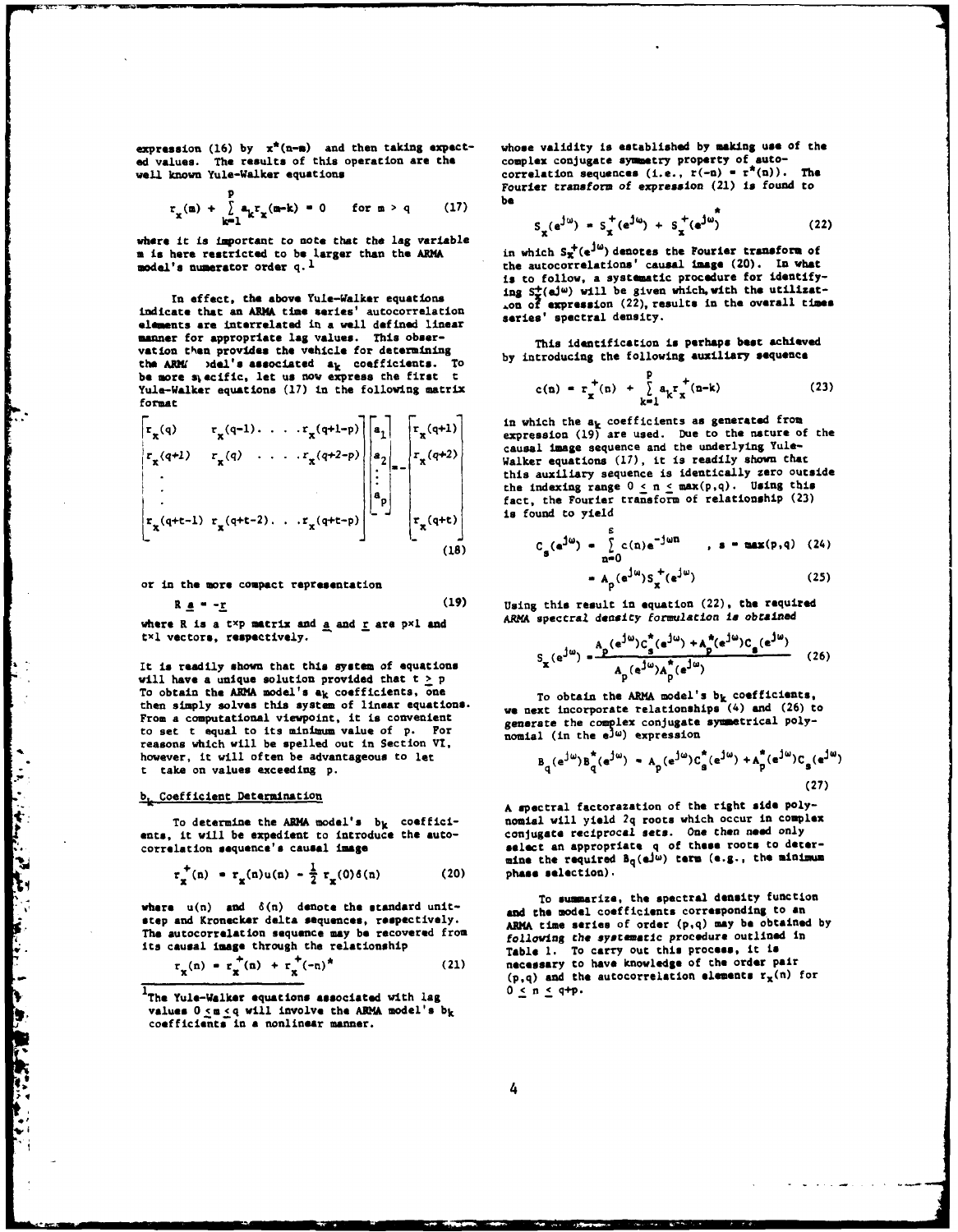expression (16) by $x^*(n-m)$ and then taking expected values. The results of this operation are the well known Yule-Walker equations

$$r_x(m) + \sum_{k=1}^{p} a_k r_x(m-k) = 0 \quad \text{for } m > q \tag{17}$$

where it is important to note that the lag variable m is here restricted to be larger than the ARMA model's numerator order q.[1]

In effect, the above Yule-Walker equations indicate that an ARMA time series' autocorrelation elements are interrelated in a well defined linear manner for appropriate lag values. This observation then provides the vehicle for determining the ARMA model's associated $a_k$ coefficients. To be more specific, let us now express the first t Yule-Walker equations (17) in the following matrix format

$$\begin{bmatrix} r_x(q) & r_x(q-1) & \cdots & r_x(q+1-p) \\ r_x(q+1) & r_x(q) & \cdots & r_x(q+2-p) \\ \vdots & & & \vdots \\ r_x(q+t-1) & r_x(q+t-2) & \cdots & r_x(q+t-p) \end{bmatrix} \begin{bmatrix} a_1 \\ a_2 \\ \vdots \\ a_p \end{bmatrix} = - \begin{bmatrix} r_x(q+1) \\ r_x(q+2) \\ \vdots \\ r_x(q+t) \end{bmatrix} \tag{18}$$

or in the more compact representation

$$R\,\underline{a} = -\underline{r} \tag{19}$$

where R is a t×p matrix and $\underline{a}$ and $\underline{r}$ are p×1 and t×1 vectors, respectively.

It is readily shown that this system of equations will have a unique solution provided that $t \geq p$. To obtain the ARMA model's $a_k$ coefficients, one then simply solves this system of linear equations. From a computational viewpoint, it is convenient to set t equal to its minimum value of p. For reasons which will be spelled out in Section VI, however, it will often be advantageous to let t take on values exceeding p.

## $b_k$ Coefficient Determination

To determine the ARMA model's $b_k$ coefficients, it will be expedient to introduce the autocorrelation sequence's causal image

$$r_x^+(n) = r_x(n)u(n) - \tfrac{1}{2}\, r_x(0)\delta(n) \tag{20}$$

where $u(n)$ and $\delta(n)$ denote the standard unit-step and Kronecker delta sequences, respectively. The autocorrelation sequence may be recovered from its causal image through the relationship

$$r_x(n) = r_x^+(n) + r_x^+(-n)^* \tag{21}$$

whose validity is established by making use of the complex conjugate symmetry property of autocorrelation sequences (i.e., $r(-n) = r^*(n)$). The Fourier transform of expression (21) is found to be

$$S_x(e^{j\omega}) = S_x^+(e^{j\omega}) + S_x^+(e^{j\omega})^* \tag{22}$$

in which $S_x^+(e^{j\omega})$ denotes the Fourier transform of the autocorrelations' causal image (20). In what is to follow, a systematic procedure for identifying $S_x^+(e^{j\omega})$ will be given which, with the utilization of expression (22), results in the overall times series' spectral density.

This identification is perhaps best achieved by introducing the following auxiliary sequence

$$c(n) = r_x^+(n) + \sum_{k=1}^{p} a_k r_x^+(n-k) \tag{23}$$

in which the $a_k$ coefficients as generated from expression (19) are used. Due to the nature of the causal image sequence and the underlying Yule-Walker equations (17), it is readily shown that this auxiliary sequence is identically zero outside the indexing range $0 \leq n \leq \max(p,q)$. Using this fact, the Fourier transform of relationship (23) is found to yield

$$C_s(e^{j\omega}) = \sum_{n=0}^{s} c(n)e^{-j\omega n} \quad , \; s = \max(p,q) \tag{24}$$

$$= A_p(e^{j\omega})S_x^+(e^{j\omega}) \tag{25}$$

Using this result in equation (22), the required *ARMA spectral density formulation is obtained*

$$S_x(e^{j\omega}) = \frac{A_p(e^{j\omega})C_s^*(e^{j\omega}) + A_p^*(e^{j\omega})C_s(e^{j\omega})}{A_p(e^{j\omega})A_p^*(e^{j\omega})} \tag{26}$$

To obtain the ARMA model's $b_k$ coefficients, we next incorporate relationships (4) and (26) to generate the complex conjugate symmetrical polynomial (in the $e^{j\omega}$) expression

$$B_q(e^{j\omega})B_q^*(e^{j\omega}) = A_p(e^{j\omega})C_s^*(e^{j\omega}) + A_p^*(e^{j\omega})C_s(e^{j\omega}) \tag{27}$$

A spectral factorazation of the right side polynomial will yield 2q roots which occur in complex conjugate reciprocal sets. One then need only select an appropriate q of these roots to determine the required $B_q(e^{j\omega})$ term (e.g., the minimum phase selection).

To summarize, the spectral density function and the model coefficients corresponding to an ARMA time series of order (p,q) may be obtained by *following the systematic procedure outlined in* Table 1. To carry out this process, it is necessary to have knowledge of the order pair (p,q) and the autocorrelation elements $r_x(n)$ for $0 \leq n \leq q+p$.

---

[1] The Yule-Walker equations associated with lag values $0 \leq m \leq q$ will involve the ARMA model's $b_k$ coefficients in a nonlinear manner.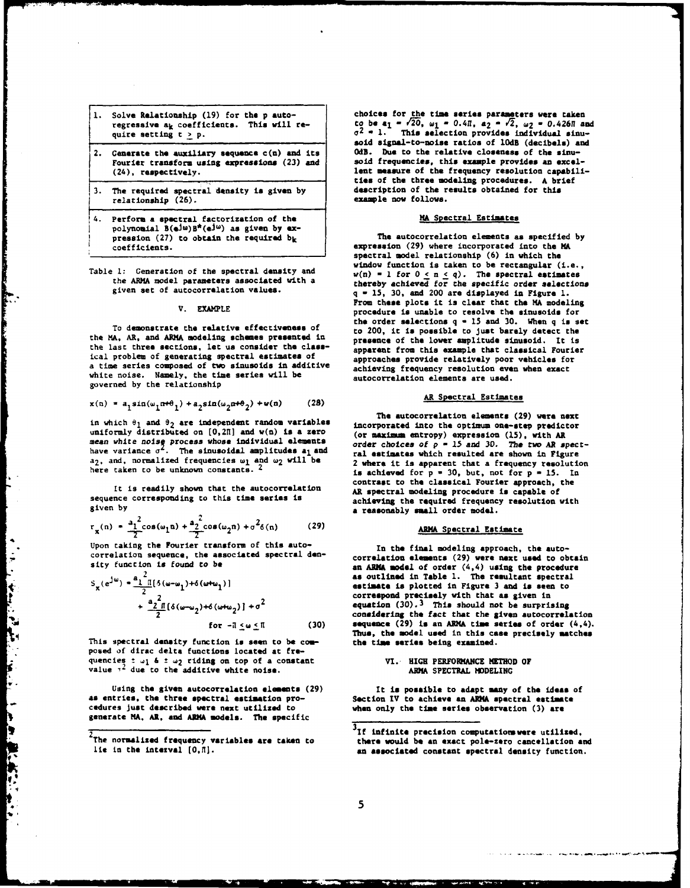| |
|---|
| 1. Solve Relationship (19) for the p autoregressive $a_k$ coefficients. This will require setting $t \geq p$. |
| 2. Generate the auxiliary sequence c(n) and its Fourier transform using expressions (23) and (24), respectively. |
| 3. The required spectral density is given by relationship (26). |
| 4. Perform a spectral factorization of the polynomial $B(e^{j\omega})B^*(e^{j\omega})$ as given by expression (27) to obtain the required $b_k$ coefficients. |

Table 1: Generation of the spectral density and the ARMA model parameters associated with a given set of autocorrelation values.

## V. EXAMPLE

To demonstrate the relative effectiveness of the MA, AR, and ARMA modeling schemes presented in the last three sections, let us consider the classical problem of generating spectral estimates of a time series composed of two sinusoids in additive white noise. Namely, the time series will be governed by the relationship

$$x(n) = a_1 \sin(\omega_1 n + \theta_1) + a_2 \sin(\omega_2 n + \theta_2) + w(n) \qquad (28)$$

in which $\theta_1$ and $\theta_2$ are independent random variables uniformly distributed on $[0, 2\Pi]$ and w(n) is a zero *mean white noise process whose individual elements* have variance $\sigma^2$. The sinusoidal amplitudes $a_1$ and $a_2$, and, normalized frequencies $\omega_1$ and $\omega_2$ will be here taken to be unknown constants.[2]

It is readily shown that the autocorrelation sequence corresponding to this time series is given by

$$r_x(n) = \frac{a_1^2}{2}\cos(\omega_1 n) + \frac{a_2^2}{2}\cos(\omega_2 n) + \sigma^2 \delta(n) \qquad (29)$$

Upon taking the Fourier transform of this autocorrelation sequence, the associated spectral density function is found to be

$$S_x(e^{j\omega}) = \frac{a_1^2 \Pi}{2}[\delta(\omega-\omega_1)+\delta(\omega+\omega_1)] + \frac{a_2^2 \Pi}{2}[\delta(\omega-\omega_2)+\delta(\omega+\omega_2)] + \sigma^2$$
$$\text{for } -\Pi \leq \omega \leq \Pi \qquad (30)$$

This spectral density function is seen to be composed of dirac delta functions located at frequencies $\pm\omega_1$ & $\pm\omega_2$ riding on top of a constant value $\sigma^2$ due to the additive white noise.

Using the given autocorrelation elements (29) as entries, the three spectral estimation procedures just described were next utilized to generate MA, AR, and ARMA models. The specific choices for the time series parameters were taken to be $a_1 = \sqrt{20}$, $\omega_1 = 0.4\Pi$, $a_2 = \sqrt{2}$, $\omega_2 = 0.426\Pi$ and $\sigma^2 = 1$. This selection provides individual sinusoid signal-to-noise ratios of 10dB (decibels) and 0dB. Due to the relative closeness of the sinusoid frequencies, this example provides an excellent measure of the frequency resolution capabilities of the three modeling procedures. A brief description of the results obtained for this example now follows.

### MA Spectral Estimates

The autocorrelation elements as specified by expression (29) where incorporated into the MA spectral model relationship (6) in which the window function is taken to be rectangular (i.e., $w(n) = 1$ for $0 \leq n \leq q$). The spectral estimates thereby achieved for the specific order selections q = 15, 30, and 200 are displayed in Figure 1. From these plots it is clear that the MA modeling procedure is unable to resolve the sinusoids for the order selections q = 15 and 30. When q is set to 200, it is possible to just barely detect the presence of the lower amplitude sinusoid. It is apparent from this example that classical Fourier approaches provide relatively poor vehicles for achieving frequency resolution even when exact autocorrelation elements are used.

### AR Spectral Estimates

The autocorrelation elements (29) were next incorporated into the optimum one-step predictor (or maximum entropy) expression (15), with AR *order choices of p = 15 and 30. The two AR spect*ral estimates which resulted are shown in Figure 2 where it is apparent that a frequency resolution is achieved for p = 30, but, not for p = 15. In contrast to the classical Fourier approach, the AR spectral modeling procedure is capable of achieving the required frequency resolution with a reasonably small order model.

### ARMA Spectral Estimate

In the final modeling approach, the autocorrelation elements (29) were next used to obtain an ARMA model of order (4,4) using the procedure as outlined in Table 1. The resultant spectral estimate is plotted in Figure 3 and is seen to correspond precisely with that as given in equation (30).[3] This should not be surprising considering the fact that the given autocorrelation sequence (29) is an ARMA time series of order (4,4). Thus, the model used in this case precisely matches the time series being examined.

## VI. HIGH PERFORMANCE METHOD OF ARMA SPECTRAL MODELING

It is possible to adapt many of the ideas of Section IV to achieve an ARMA spectral estimate when only the time series observation (3) are

[2] The normalized frequency variables are taken to lie in the interval $[0, \Pi]$.

[3] If infinite precision computations were utilized, there would be an exact pole-zero cancellation and an associated constant spectral density function.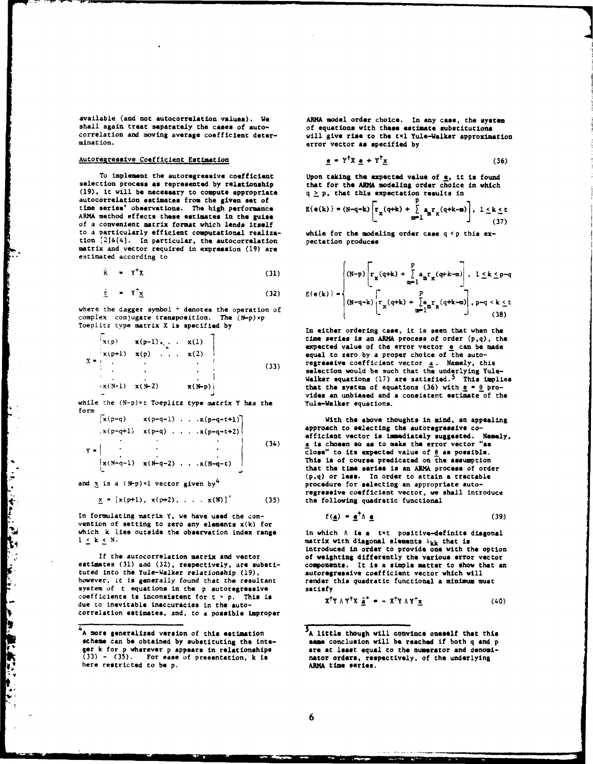available (and not autocorrelation values). We shall again treat separately the cases of autocorrelation and moving average coefficient determination.

## Autoregressive Coefficient Estimation

To implement the autoregressive coefficient selection process as represented by relationship (19), it will be necessary to compute appropriate autocorrelation estimates from the given set of time series' observations. The high performance ARMA method effects these estimates in the guise of a convenient matrix format which lends itself to a particularly efficient computational realization [2]&[4]. In particular, the autocorrelation matrix and vector required in expression (19) are estimated according to

$$\hat{R} = Y^{\dagger}X \tag{31}$$

$$\hat{\underline{r}} = Y^{\dagger}\underline{x} \tag{32}$$

where the dagger symbol $\dagger$ denotes the operation of complex conjugate transposition. The $(N-p)\times p$ Toeplitz type matrix X is specified by

$$X = \begin{bmatrix} x(p) & x(p-1) & \cdots & x(1) \\ x(p+1) & x(p) & \cdots & x(2) \\ \vdots & \vdots & & \vdots \\ x(N-1) & x(N-2) & & x(N-p) \end{bmatrix} \tag{33}$$

while the $(N-p)\times t$ Toeplitz type matrix Y has the form

$$Y = \begin{bmatrix} x(p-q) & x(p-q-1) & \cdots & x(p-q-t+1) \\ x(p-q+1) & x(p-q) & \cdots & x(p-q-t+2) \\ \vdots & \vdots & & \vdots \\ x(N-q-1) & x(N-q-2) & \cdots & x(N-q-t) \end{bmatrix} \tag{34}$$

and $\underline{x}$ is a $(N-p)\times 1$ vector given by[4]

$$\underline{x} = [x(p+1),\ x(p+2),\ \ldots,\ x(N)]' \tag{35}$$

In formulating matrix Y, we have used the convention of setting to zero any elements $x(k)$ for which k lies outside the observation index range $1 \le k \le N$.

If the autocorrelation matrix and vector estimates (31) and (32), respectively, are substituted into the Yule-Walker relationship (19), however, it is generally found that the resultant system of t equations in the p autoregressive coefficients is inconsistent for $t > p$. This is due to inevitable inaccuracies in the autocorrelation estimates, and, to a possible improper ARMA model order choice. In any case, the system of equations with these estimate substitutions will give rise to the $t\times 1$ Yule-Walker approximation error vector as specified by

$$\underline{e} = Y^{\dagger}X\,\underline{a} + Y^{\dagger}\underline{x} \tag{36}$$

Upon taking the expected value of $\underline{e}$, it is found that for the ARMA modeling order choice in which $q \ge p$, that this expectation results in

$$E\{e(k)\} = (N-q-k)\left[r_x(q+k) + \sum_{m=1}^{p} a_m r_x(q+k-m)\right],\quad 1 \le k \le t \tag{37}$$

while for the modeling order case $q < p$ this expectation produces

$$E\{e(k)\} = \begin{cases} (N-p)\left[r_x(q+k) + \displaystyle\sum_{m=1}^{p} a_m r_x(q+k-m)\right], & 1 \le k \le p-q \\ (N-q-k)\left[r_x(q+k) + \displaystyle\sum_{m=1}^{p} a_m r_x(q+k-m)\right], & p-q < k \le t \end{cases} \tag{38}$$

In either ordering case, it is seen that when the time series is an ARMA process of order (p,q), the expected value of the error vector $\underline{e}$ can be made equal to zero by a proper choice of the autoregressive coefficient vector $\underline{a}$. Namely, this selection would be such that the underlying Yule-Walker equations (17) are satisfied.[5] This implies that the system of equations (36) with $\underline{e} = \underline{0}$ provides an unbiased and a consistent estimate of the Yule-Walker equations.

With the above thoughts in mind, an appealing approach to selecting the autoregressive coefficient vector is immediately suggested. Namely, $\underline{a}$ is chosen so as to make the error vector "as close" to its expected value of $\underline{0}$ as possible. This is of course predicated on the assumption that the time series is an ARMA process of order (p,q) or less. In order to attain a tractable procedure for selecting an appropriate autoregressive coefficient vector, we shall introduce the following quadratic functional

$$f(\underline{a}) = \underline{e}^{\dagger}\Lambda\,\underline{e} \tag{39}$$

in which $\Lambda$ is a $t\times t$ positive-definite diagonal matrix with diagonal elements $\lambda_{kk}$ that is introduced in order to provide one with the option of weighting differently the various error vector components. It is a simple matter to show that an autoregressive coefficient vector which will render this quadratic functional a minimum must satisfy

$$X^{\dagger}Y\Lambda Y^{\dagger}X\,\underline{a}^{\circ} = -X^{\dagger}Y\Lambda Y^{\dagger}\underline{x} \tag{40}$$

---

[4] A more generalized version of this estimation scheme can be obtained by substituting the integer k for p wherever p appears in relationships (33) - (35). For ease of presentation, k is here restricted to be p.

[5] A little though will convince oneself that this same conclusion will be reached if both q and p are at least equal to the numerator and denominator orders, respectively, of the underlying ARMA time series.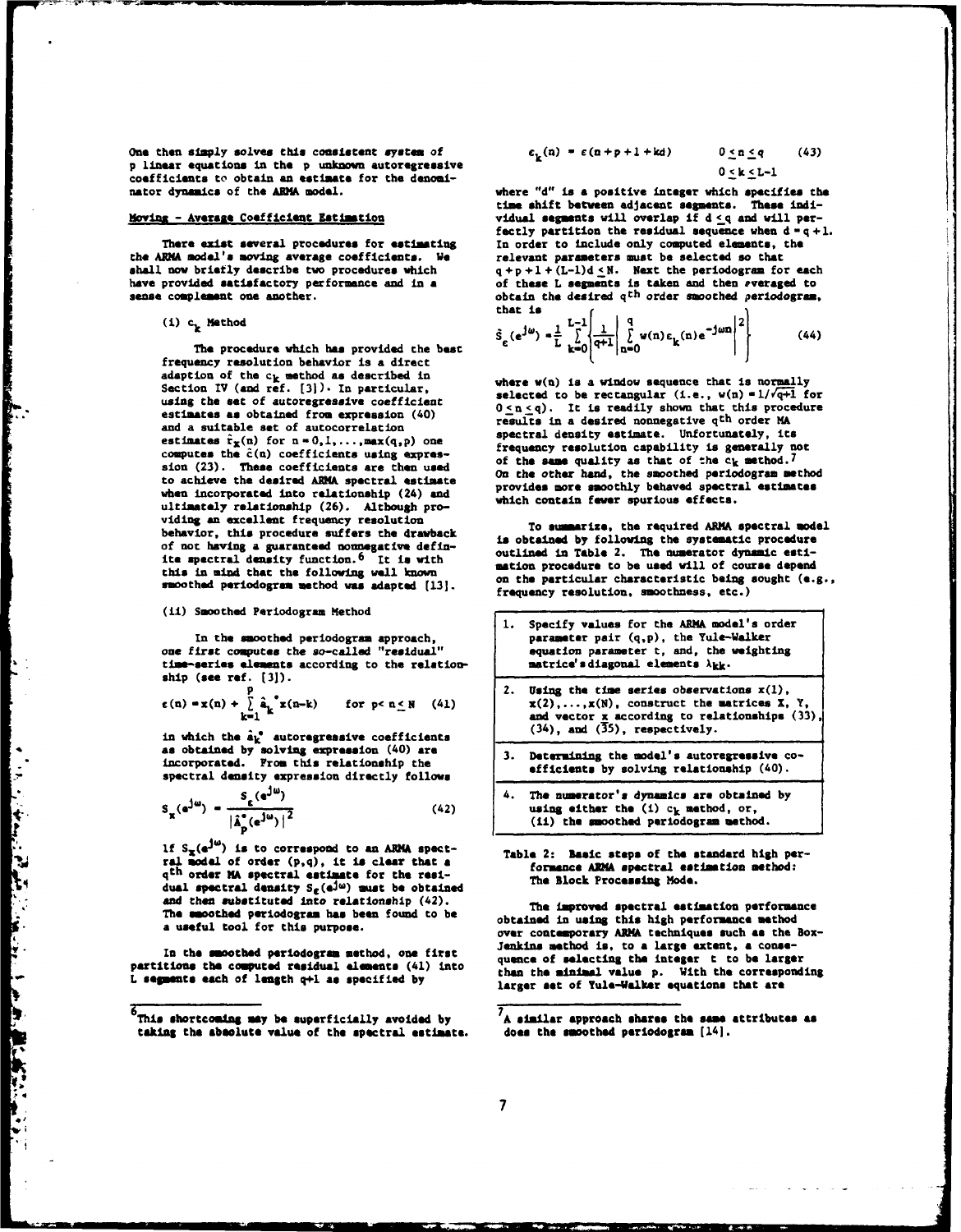One then simply solves this consistent system of p linear equations in the p unknown autoregressive coefficients to obtain an estimate for the denominator dynamics of the ARMA model.

## Moving - Average Coefficient Estimation

There exist several procedures for estimating the ARMA model's moving average coefficients. We shall now briefly describe two procedures which have provided satisfactory performance and in a sense complement one another.

### (i) $c_k$ Method

The procedure which has provided the best frequency resolution behavior is a direct adaption of the $c_k$ method as described in Section IV (and ref. [3]). In particular, using the set of autoregressive coefficient estimates as obtained from expression (40) and a suitable set of autocorrelation estimates $\hat{r}_x(n)$ for $n = 0,1,\ldots,\max(q,p)$ one computes the $\hat{c}(n)$ coefficients using expression (23). These coefficients are then used to achieve the desired ARMA spectral estimate when incorporated into relationship (24) and ultimately relationship (26). Although providing an excellent frequency resolution behavior, this procedure suffers the drawback of not having a guaranteed nonnegative definite spectral density function.[6] It is with this in mind that the following well known smoothed periodogram method was adapted [13].

### (ii) Smoothed Periodogram Method

In the smoothed periodogram approach, one first computes the so-called "residual" time-series elements according to the relationship (see ref. [3]).

$$\varepsilon(n) = x(n) + \sum_{k=1}^{p} \hat{a}_k^{*} x(n-k) \qquad \text{for } p < n \leq N \quad (41)$$

in which the $\hat{a}_k^{*}$ autoregressive coefficients as obtained by solving expression (40) are incorporated. From this relationship the spectral density expression directly follows

$$S_x(e^{j\omega}) = \frac{S_\varepsilon(e^{j\omega})}{|\hat{A}_p^{*}(e^{j\omega})|^2} \quad (42)$$

If $S_x(e^{j\omega})$ is to correspond to an ARMA spectral model of order $(p,q)$, it is clear that a $q^{th}$ order MA spectral estimate for the residual spectral density $S_\varepsilon(e^{j\omega})$ must be obtained and then substituted into relationship (42). The smoothed periodogram has been found to be a useful tool for this purpose.

In the smoothed periodogram method, one first partitions the computed residual waveform (41) into L segments each of length q+1 as specified by

$$\varepsilon_k(n) = \varepsilon(n+p+1+kd) \qquad \begin{matrix} 0 \leq n \leq q \\ 0 \leq k \leq L-1 \end{matrix} \quad (43)$$

where "d" is a positive integer which specifies the time shift between adjacent segments. These individual segments will overlap if $d \leq q$ and will perfectly partition the residual sequence when $d = q+1$. In order to include only computed elements, the relevant parameters must be selected so that $q+p+1+(L-1)d \leq N$. Next the periodogram for each of these L segments is taken and then averaged to obtain the desired $q^{th}$ order smoothed periodogram, that is

$$\hat{S}_\varepsilon(e^{j\omega}) = \frac{1}{L}\sum_{k=0}^{L-1}\left\{\frac{1}{q+1}\left|\sum_{n=0}^{q} w(n)\varepsilon_k(n)e^{-j\omega n}\right|^2\right\} \quad (44)$$

where $w(n)$ is a window sequence that is normally selected to be rectangular (i.e., $w(n) = 1/\sqrt{q+1}$ for $0 \leq n \leq q$). It is readily shown that this procedure results in a desired nonnegative $q^{th}$ order MA spectral density estimate. Unfortunately, its frequency resolution capability is generally not of the same quality as that of the $c_k$ method.[7] On the other hand, the smoothed periodogram method provides more smoothly behaved spectral estimates which contain fewer spurious effects.

To summarize, the required ARMA spectral model is obtained by following the systematic procedure outlined in Table 2. The numerator dynamic estimation procedure to be used will of course depend on the particular characteristic being sought (e.g., frequency resolution, smoothness, etc.)

| |
|---|
| 1. Specify values for the ARMA model's order parameter pair (q,p), the Yule-Walker equation parameter t, and, the weighting matrice's diagonal elements $\lambda_{kk}$. |
| 2. Using the time series observations x(1), x(2),...,x(N), construct the matrices X, Y, and vector x according to relationships (33), (34), and (35), respectively. |
| 3. Determining the model's autoregressive coefficients by solving relationship (40). |
| 4. The numerator's dynamics are obtained by using either the (i) $c_k$ method, or, (ii) the smoothed periodogram method. |

Table 2: Basic steps of the standard high performance ARMA spectral estimation method: The Block Processing Mode.

The improved spectral estimation performance obtained in using this high performance method over contemporary ARMA techniques such as the Box-Jenkins method is, to a large extent, a consequence of selecting the integer t to be larger than the minimal value p. With the corresponding larger set of Yule-Walker equations that are

---

[6] This shortcoming may be superficially avoided by taking the absolute value of the spectral estimate.

[7] A similar approach shares the same attributes as does the smoothed periodogram [14].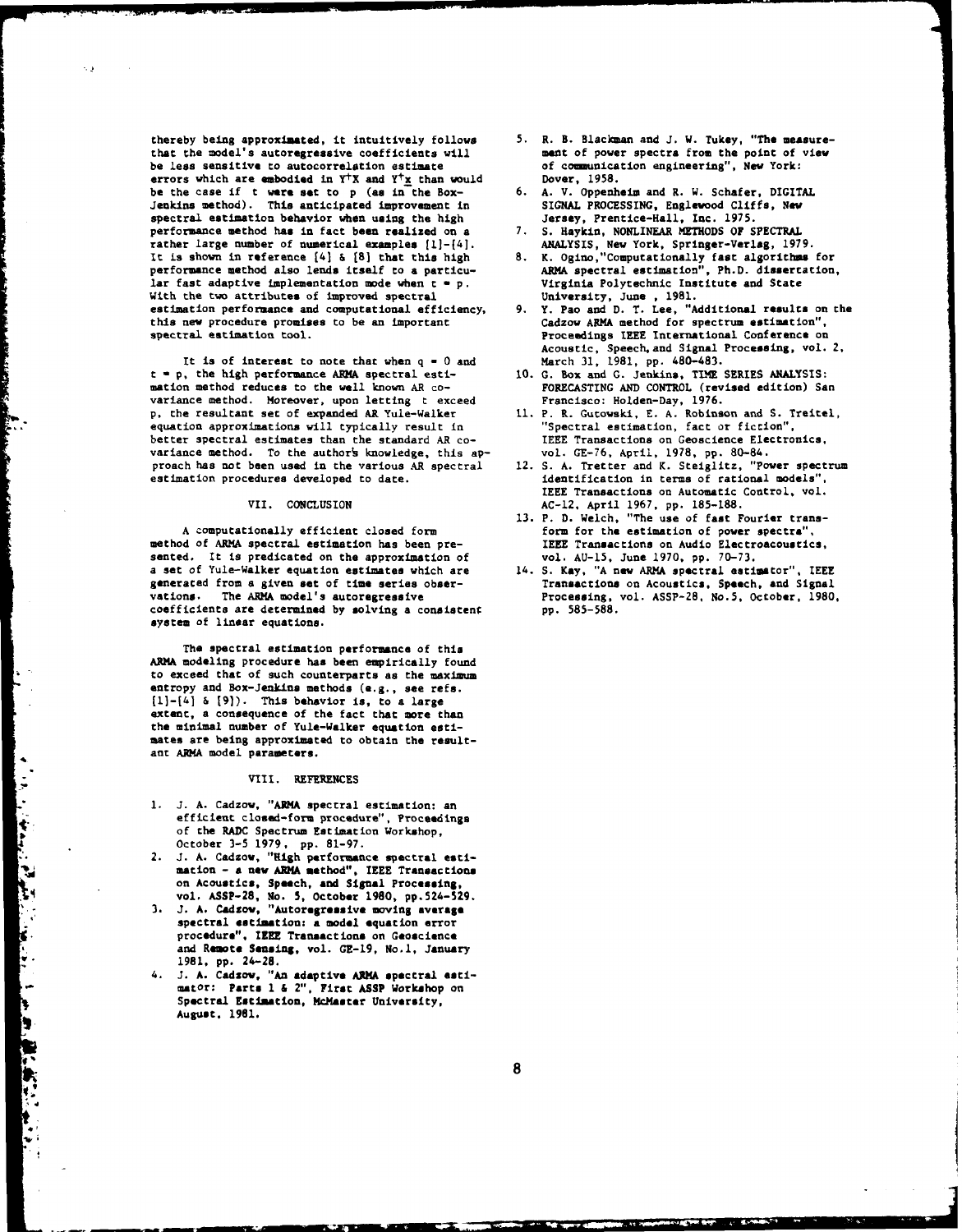thereby being approximated, it intuitively follows that the model's autoregressive coefficients will be less sensitive to autocorrelation estimate errors which are embodied in $Y^{\dagger}X$ and $Y^{\dagger}\underline{x}$ than would be the case if $t$ were set to $p$ (as in the Box-Jenkins method). This anticipated improvement in spectral estimation behavior when using the high performance method has in fact been realized on a rather large number of numerical examples [1]-[4]. It is shown in reference [4] & [8] that this high performance method also lends itself to a particular fast adaptive implementation mode when $t = p$. With the two attributes of improved spectral estimation performance and computational efficiency, this new procedure promises to be an important spectral estimation tool.

It is of interest to note that when $q = 0$ and $t = p$, the high performance ARMA spectral estimation method reduces to the well known AR covariance method. Moreover, upon letting $t$ exceed $p$, the resultant set of expanded AR Yule-Walker equation approximations will typically result in better spectral estimates than the standard AR covariance method. To the author's knowledge, this approach has not been used in the various AR spectral estimation procedures developed to date.

## VII. CONCLUSION

A computationally efficient closed form method of ARMA spectral estimation has been presented. It is predicated on the approximation of a set of Yule-Walker equation estimates which are generated from a given set of time series observations. The ARMA model's autoregressive coefficients are determined by solving a consistent system of linear equations.

The spectral estimation performance of this ARMA modeling procedure has been empirically found to exceed that of such counterparts as the maximum entropy and Box-Jenkins methods (e.g., see refs. [1]-[4] & [9]). This behavior is, to a large extent, a consequence of the fact that more than the minimal number of Yule-Walker equation estimates are being approximated to obtain the resultant ARMA model parameters.

## VIII. REFERENCES

1. J. A. Cadzow, "ARMA spectral estimation: an efficient closed-form procedure", Proceedings of the RADC Spectrum Estimation Workshop, October 3-5 1979, pp. 81-97.
2. J. A. Cadzow, "High performance spectral estimation - a new ARMA method", IEEE Transactions on Acoustics, Speech, and Signal Processing, vol. ASSP-28, No. 5, October 1980, pp.524-529.
3. J. A. Cadzow, "Autoregressive moving average spectral estimation: a model equation error procedure", IEEE Transactions on Geoscience and Remote Sensing, vol. GE-19, No.1, January 1981, pp. 24-28.
4. J. A. Cadzow, "An adaptive ARMA spectral estimator: Parts 1 & 2", First ASSP Workshop on Spectral Estimation, McMaster University, August, 1981.
5. R. B. Blackman and J. W. Tukey, "The measurement of power spectra from the point of view of communication engineering", New York: Dover, 1958.
6. A. V. Oppenheim and R. W. Schafer, DIGITAL SIGNAL PROCESSING, Englewood Cliffs, New Jersey, Prentice-Hall, Inc. 1975.
7. S. Haykin, NONLINEAR METHODS OF SPECTRAL ANALYSIS, New York, Springer-Verlag, 1979.
8. K. Ogino,"Computationally fast algorithms for ARMA spectral estimation", Ph.D. dissertation, Virginia Polytechnic Institute and State University, June , 1981.
9. Y. Pao and D. T. Lee, "Additional results on the Cadzow ARMA method for spectrum estimation", Proceedings IEEE International Conference on Acoustic, Speech, and Signal Processing, vol. 2, March 31, 1981, pp. 480-483.
10. G. Box and G. Jenkins, TIME SERIES ANALYSIS: FORECASTING AND CONTROL (revised edition) San Francisco: Holden-Day, 1976.
11. P. R. Gutowski, E. A. Robinson and S. Treitel, "Spectral estimation, fact or fiction", IEEE Transactions on Geoscience Electronics, vol. GE-76, April, 1978, pp. 80-84.
12. S. A. Tretter and K. Steiglitz, "Power spectrum identification in terms of rational models", IEEE Transactions on Automatic Control, vol. AC-12, April 1967, pp. 185-188.
13. P. D. Welch, "The use of fast Fourier transform for the estimation of power spectra", IEEE Transactions on Audio Electroacoustics, vol. AU-15, June 1970, pp. 70-73.
14. S. Kay, "A new ARMA spectral estimator", IEEE Transactions on Acoustics, Speech, and Signal Processing, vol. ASSP-28, No.5, October, 1980, pp. 585-588.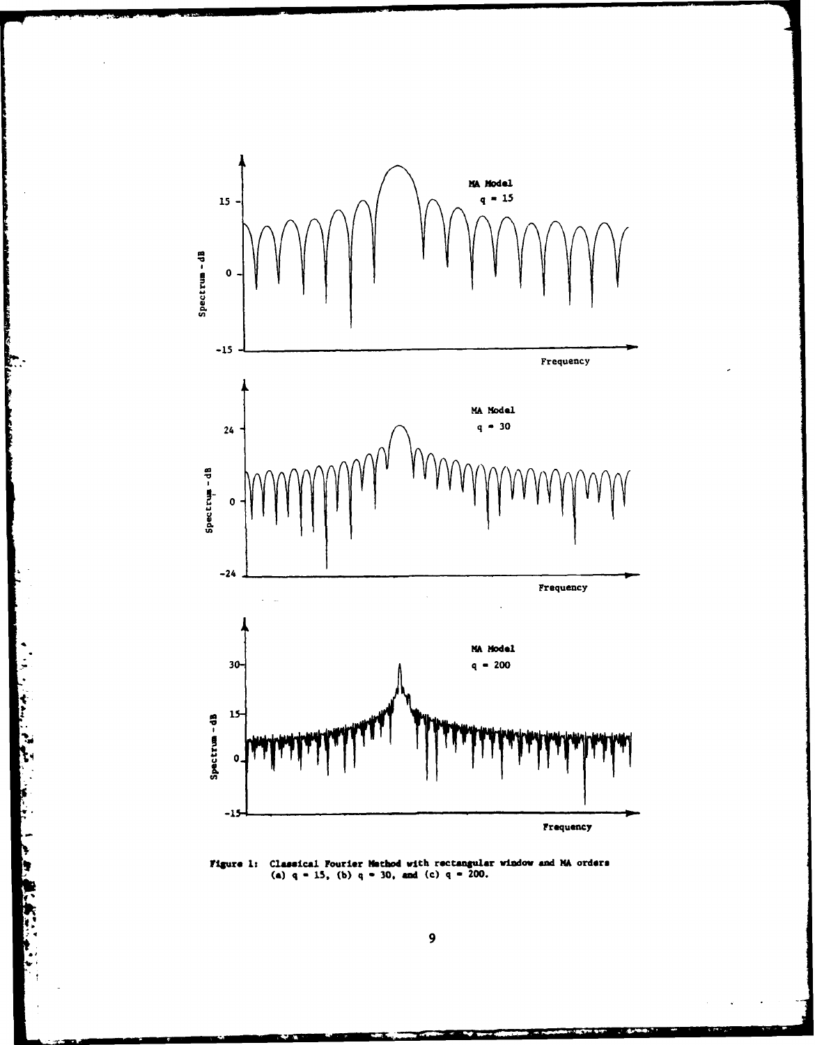Figure 1: Classical Fourier Method with rectangular window and MA orders (a) $q = 15$, (b) $q = 30$, and (c) $q = 200$.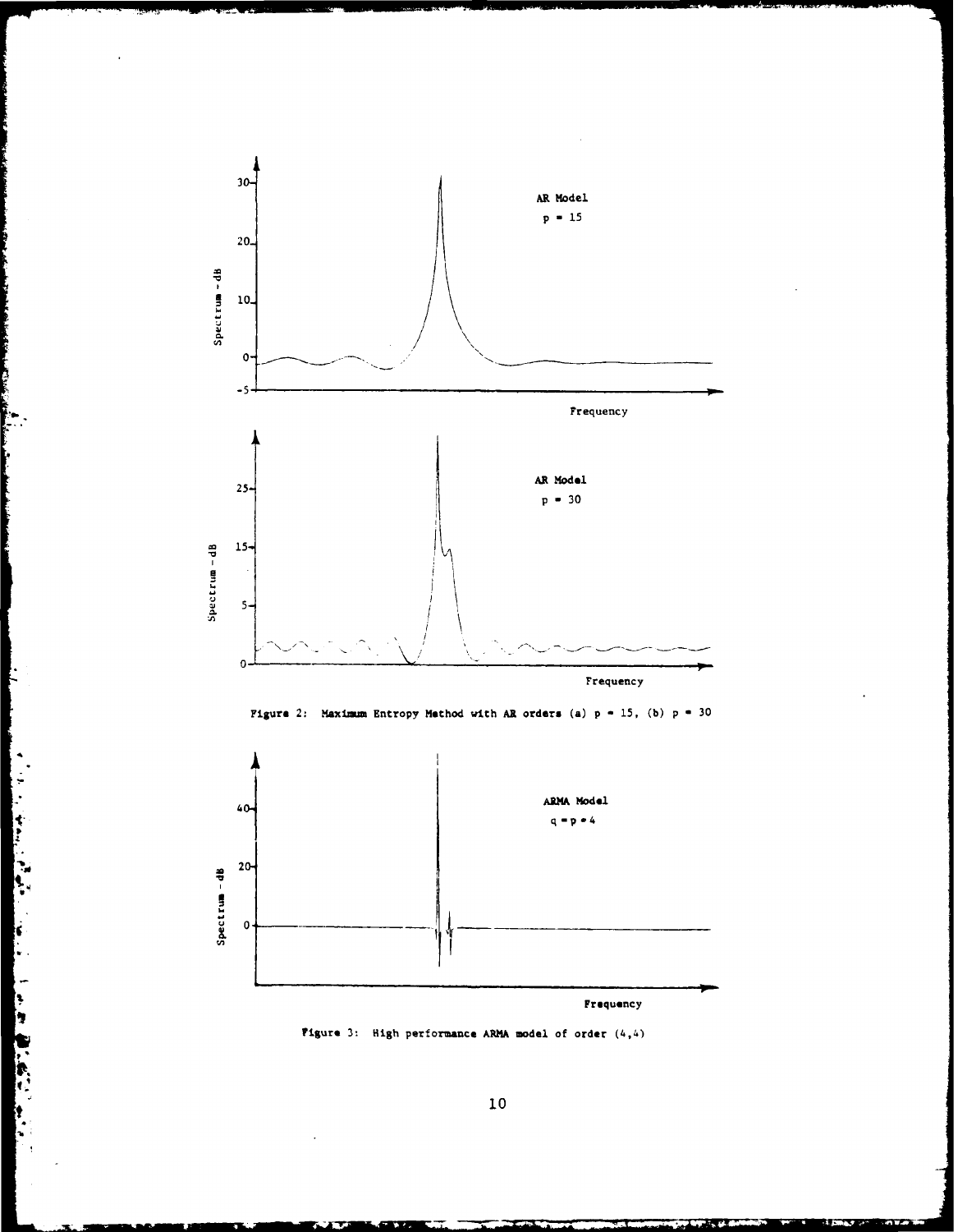30

20

10

0

-5

Spectrum - dB

AR Model

p = 15

Frequency

25

15

5

0

Spectrum - dB

AR Model

p = 30

Frequency

Figure 2: Maximum Entropy Method with AR orders (a) p = 15, (b) p = 30

40

20

0

Spectrum - dB

ARMA Model

q = p = 4

Frequency

Figure 3: High performance ARMA model of order (4,4)